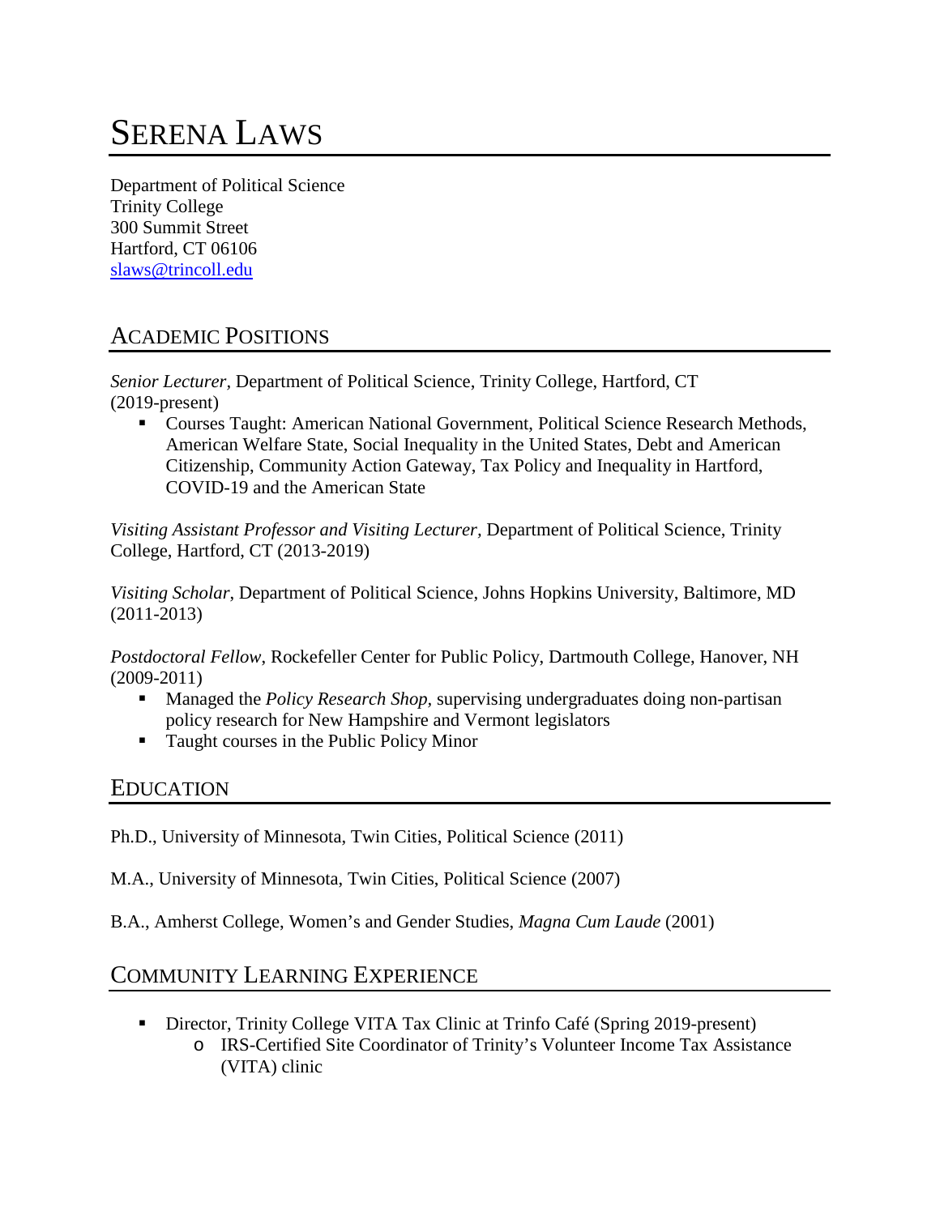# Serena Laws

Department of Political Science
Trinity College
300 Summit Street
Hartford, CT 06106
slaws@trincoll.edu

## Academic Positions

*Senior Lecturer*, Department of Political Science, Trinity College, Hartford, CT (2019-present)

- Courses Taught: American National Government, Political Science Research Methods, American Welfare State, Social Inequality in the United States, Debt and American Citizenship, Community Action Gateway, Tax Policy and Inequality in Hartford, COVID-19 and the American State

*Visiting Assistant Professor and Visiting Lecturer,* Department of Political Science, Trinity College, Hartford, CT (2013-2019)

*Visiting Scholar*, Department of Political Science, Johns Hopkins University, Baltimore, MD (2011-2013)

*Postdoctoral Fellow*, Rockefeller Center for Public Policy, Dartmouth College, Hanover, NH (2009-2011)

- Managed the *Policy Research Shop*, supervising undergraduates doing non-partisan policy research for New Hampshire and Vermont legislators
- Taught courses in the Public Policy Minor

## Education

Ph.D., University of Minnesota, Twin Cities, Political Science (2011)

M.A., University of Minnesota, Twin Cities, Political Science (2007)

B.A., Amherst College, Women's and Gender Studies, *Magna Cum Laude* (2001)

## Community Learning Experience

- Director, Trinity College VITA Tax Clinic at Trinfo Café (Spring 2019-present)
  - IRS-Certified Site Coordinator of Trinity's Volunteer Income Tax Assistance (VITA) clinic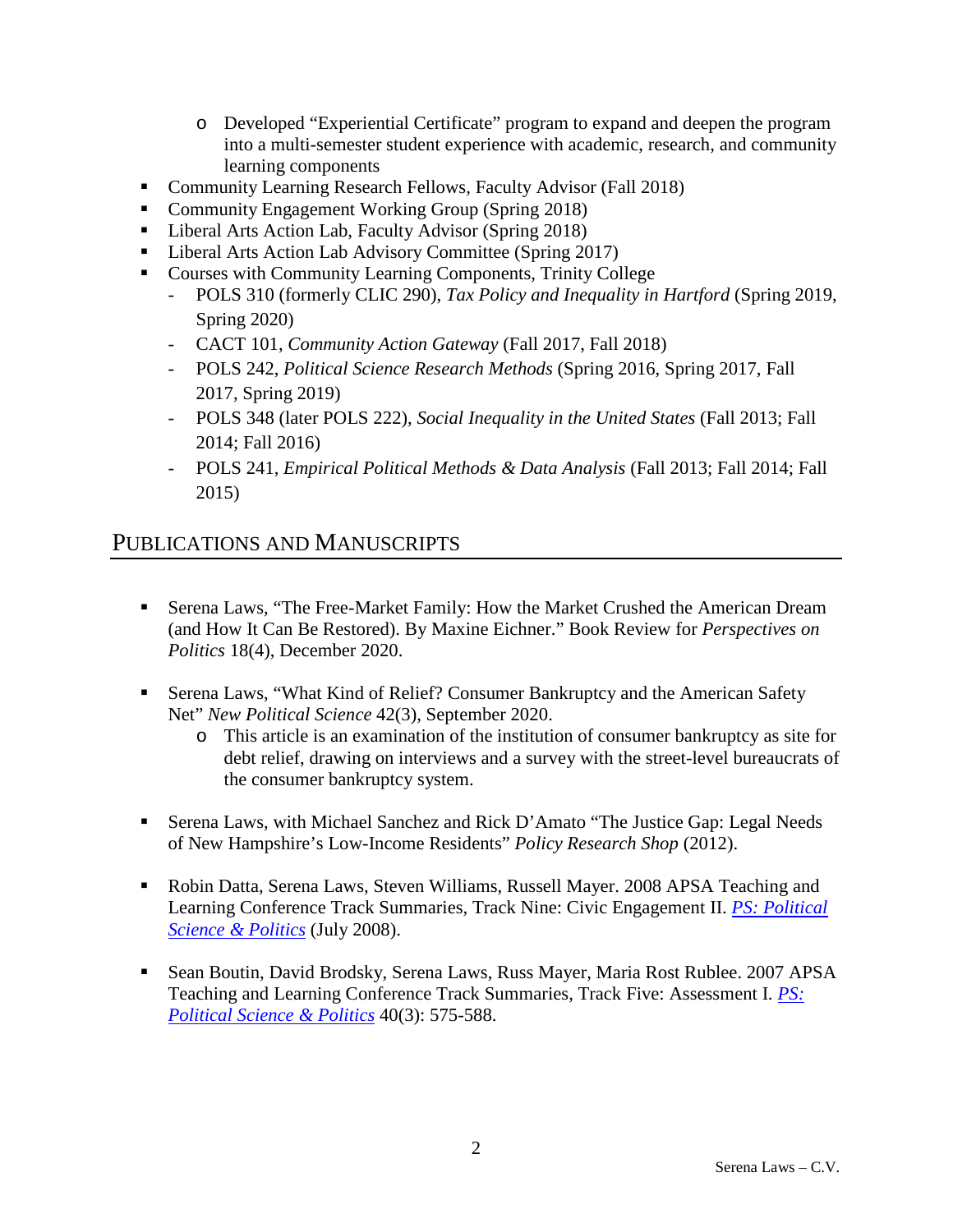- Developed "Experiential Certificate" program to expand and deepen the program into a multi-semester student experience with academic, research, and community learning components
- Community Learning Research Fellows, Faculty Advisor (Fall 2018)
- Community Engagement Working Group (Spring 2018)
- Liberal Arts Action Lab, Faculty Advisor (Spring 2018)
- Liberal Arts Action Lab Advisory Committee (Spring 2017)
- Courses with Community Learning Components, Trinity College
  - POLS 310 (formerly CLIC 290), *Tax Policy and Inequality in Hartford* (Spring 2019, Spring 2020)
  - CACT 101, *Community Action Gateway* (Fall 2017, Fall 2018)
  - POLS 242, *Political Science Research Methods* (Spring 2016, Spring 2017, Fall 2017, Spring 2019)
  - POLS 348 (later POLS 222), *Social Inequality in the United States* (Fall 2013; Fall 2014; Fall 2016)
  - POLS 241, *Empirical Political Methods & Data Analysis* (Fall 2013; Fall 2014; Fall 2015)

## PUBLICATIONS AND MANUSCRIPTS

- Serena Laws, "The Free-Market Family: How the Market Crushed the American Dream (and How It Can Be Restored). By Maxine Eichner." Book Review for *Perspectives on Politics* 18(4), December 2020.

- Serena Laws, "What Kind of Relief? Consumer Bankruptcy and the American Safety Net" *New Political Science* 42(3), September 2020.
  - This article is an examination of the institution of consumer bankruptcy as site for debt relief, drawing on interviews and a survey with the street-level bureaucrats of the consumer bankruptcy system.

- Serena Laws, with Michael Sanchez and Rick D'Amato "The Justice Gap: Legal Needs of New Hampshire's Low-Income Residents" *Policy Research Shop* (2012).

- Robin Datta, Serena Laws, Steven Williams, Russell Mayer. 2008 APSA Teaching and Learning Conference Track Summaries, Track Nine: Civic Engagement II. *PS: Political Science & Politics* (July 2008).

- Sean Boutin, David Brodsky, Serena Laws, Russ Mayer, Maria Rost Rublee. 2007 APSA Teaching and Learning Conference Track Summaries, Track Five: Assessment I. *PS: Political Science & Politics* 40(3): 575-588.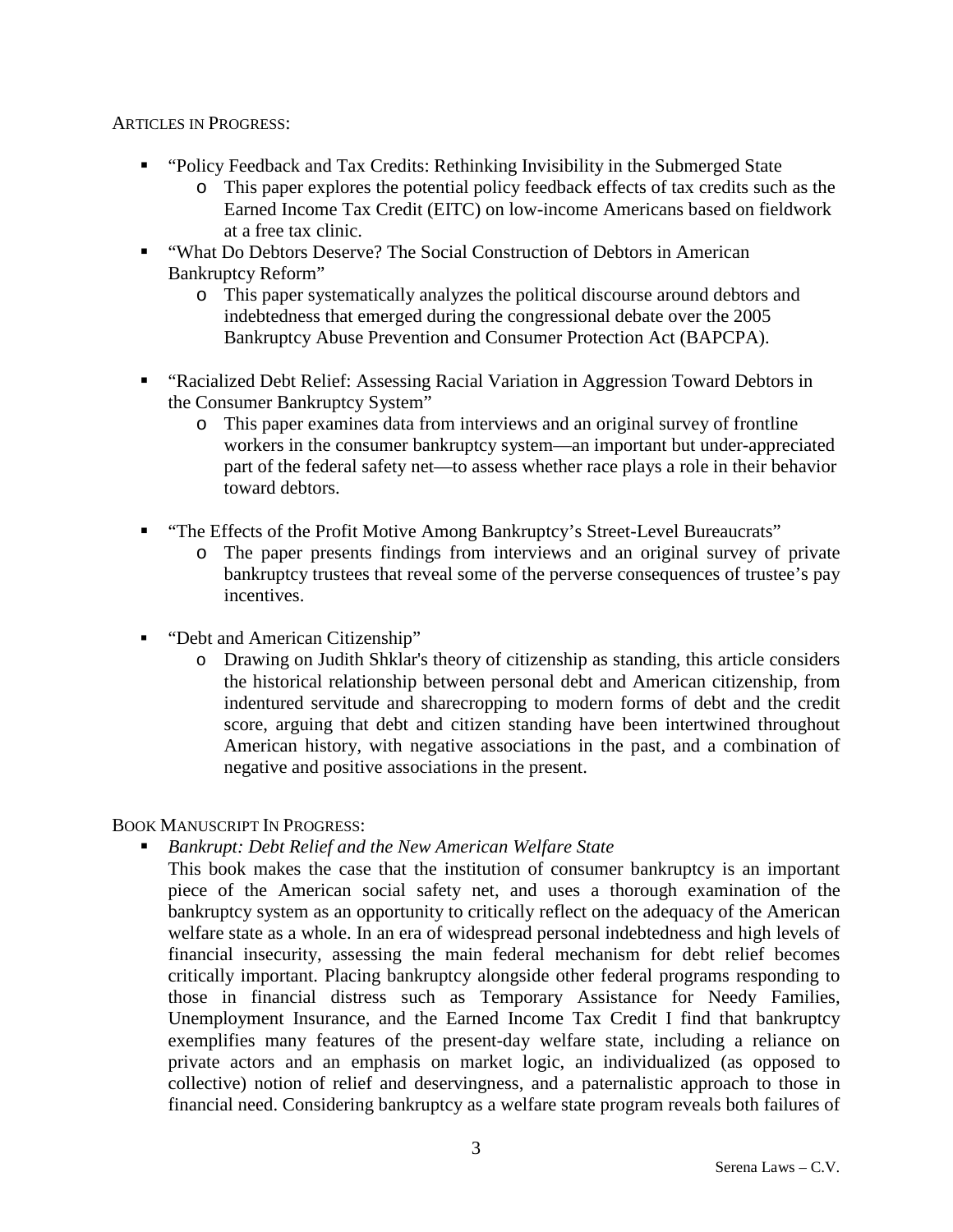ARTICLES IN PROGRESS:

- "Policy Feedback and Tax Credits: Rethinking Invisibility in the Submerged State
    - This paper explores the potential policy feedback effects of tax credits such as the Earned Income Tax Credit (EITC) on low-income Americans based on fieldwork at a free tax clinic.
- "What Do Debtors Deserve? The Social Construction of Debtors in American Bankruptcy Reform"
    - This paper systematically analyzes the political discourse around debtors and indebtedness that emerged during the congressional debate over the 2005 Bankruptcy Abuse Prevention and Consumer Protection Act (BAPCPA).
- "Racialized Debt Relief: Assessing Racial Variation in Aggression Toward Debtors in the Consumer Bankruptcy System"
    - This paper examines data from interviews and an original survey of frontline workers in the consumer bankruptcy system—an important but under-appreciated part of the federal safety net—to assess whether race plays a role in their behavior toward debtors.
- "The Effects of the Profit Motive Among Bankruptcy's Street-Level Bureaucrats"
    - The paper presents findings from interviews and an original survey of private bankruptcy trustees that reveal some of the perverse consequences of trustee's pay incentives.
- "Debt and American Citizenship"
    - Drawing on Judith Shklar's theory of citizenship as standing, this article considers the historical relationship between personal debt and American citizenship, from indentured servitude and sharecropping to modern forms of debt and the credit score, arguing that debt and citizen standing have been intertwined throughout American history, with negative associations in the past, and a combination of negative and positive associations in the present.

BOOK MANUSCRIPT IN PROGRESS:

- *Bankrupt: Debt Relief and the New American Welfare State*

  This book makes the case that the institution of consumer bankruptcy is an important piece of the American social safety net, and uses a thorough examination of the bankruptcy system as an opportunity to critically reflect on the adequacy of the American welfare state as a whole. In an era of widespread personal indebtedness and high levels of financial insecurity, assessing the main federal mechanism for debt relief becomes critically important. Placing bankruptcy alongside other federal programs responding to those in financial distress such as Temporary Assistance for Needy Families, Unemployment Insurance, and the Earned Income Tax Credit I find that bankruptcy exemplifies many features of the present-day welfare state, including a reliance on private actors and an emphasis on market logic, an individualized (as opposed to collective) notion of relief and deservingness, and a paternalistic approach to those in financial need. Considering bankruptcy as a welfare state program reveals both failures of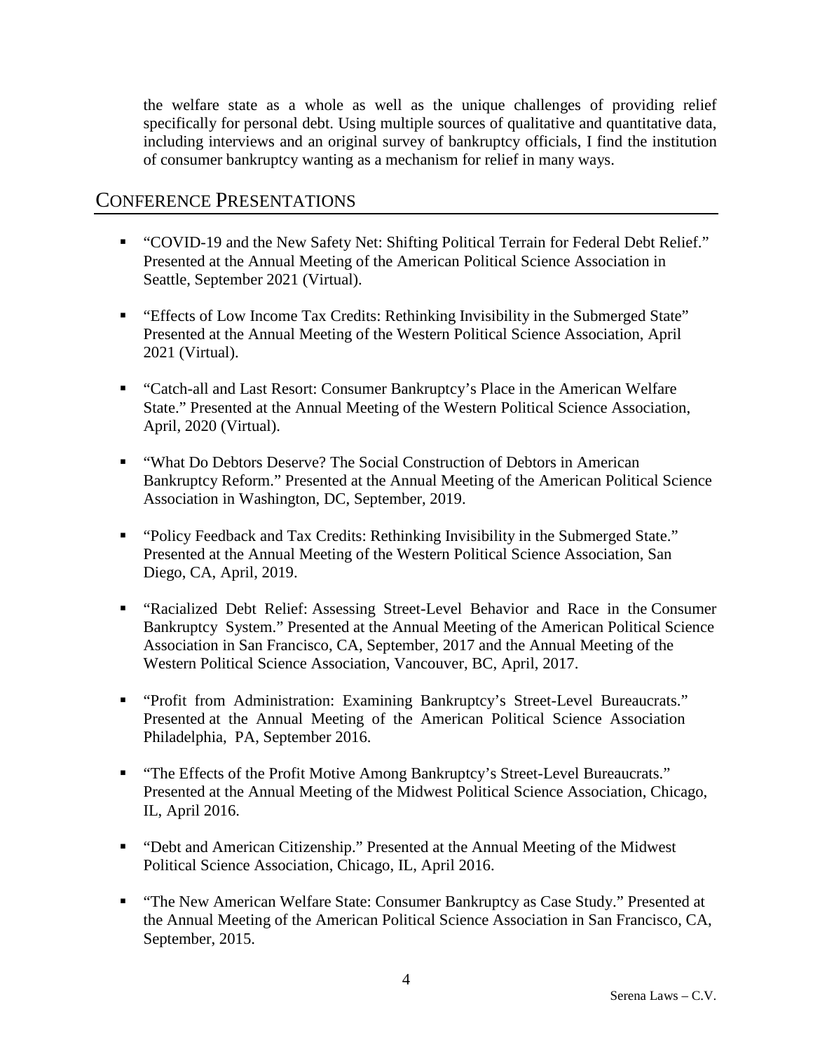the welfare state as a whole as well as the unique challenges of providing relief specifically for personal debt. Using multiple sources of qualitative and quantitative data, including interviews and an original survey of bankruptcy officials, I find the institution of consumer bankruptcy wanting as a mechanism for relief in many ways.

## CONFERENCE PRESENTATIONS

- "COVID-19 and the New Safety Net: Shifting Political Terrain for Federal Debt Relief." Presented at the Annual Meeting of the American Political Science Association in Seattle, September 2021 (Virtual).
- "Effects of Low Income Tax Credits: Rethinking Invisibility in the Submerged State" Presented at the Annual Meeting of the Western Political Science Association, April 2021 (Virtual).
- "Catch-all and Last Resort: Consumer Bankruptcy's Place in the American Welfare State." Presented at the Annual Meeting of the Western Political Science Association, April, 2020 (Virtual).
- "What Do Debtors Deserve? The Social Construction of Debtors in American Bankruptcy Reform." Presented at the Annual Meeting of the American Political Science Association in Washington, DC, September, 2019.
- "Policy Feedback and Tax Credits: Rethinking Invisibility in the Submerged State." Presented at the Annual Meeting of the Western Political Science Association, San Diego, CA, April, 2019.
- "Racialized Debt Relief: Assessing Street-Level Behavior and Race in the Consumer Bankruptcy System." Presented at the Annual Meeting of the American Political Science Association in San Francisco, CA, September, 2017 and the Annual Meeting of the Western Political Science Association, Vancouver, BC, April, 2017.
- "Profit from Administration: Examining Bankruptcy's Street-Level Bureaucrats." Presented at the Annual Meeting of the American Political Science Association Philadelphia, PA, September 2016.
- "The Effects of the Profit Motive Among Bankruptcy's Street-Level Bureaucrats." Presented at the Annual Meeting of the Midwest Political Science Association, Chicago, IL, April 2016.
- "Debt and American Citizenship." Presented at the Annual Meeting of the Midwest Political Science Association, Chicago, IL, April 2016.
- "The New American Welfare State: Consumer Bankruptcy as Case Study." Presented at the Annual Meeting of the American Political Science Association in San Francisco, CA, September, 2015.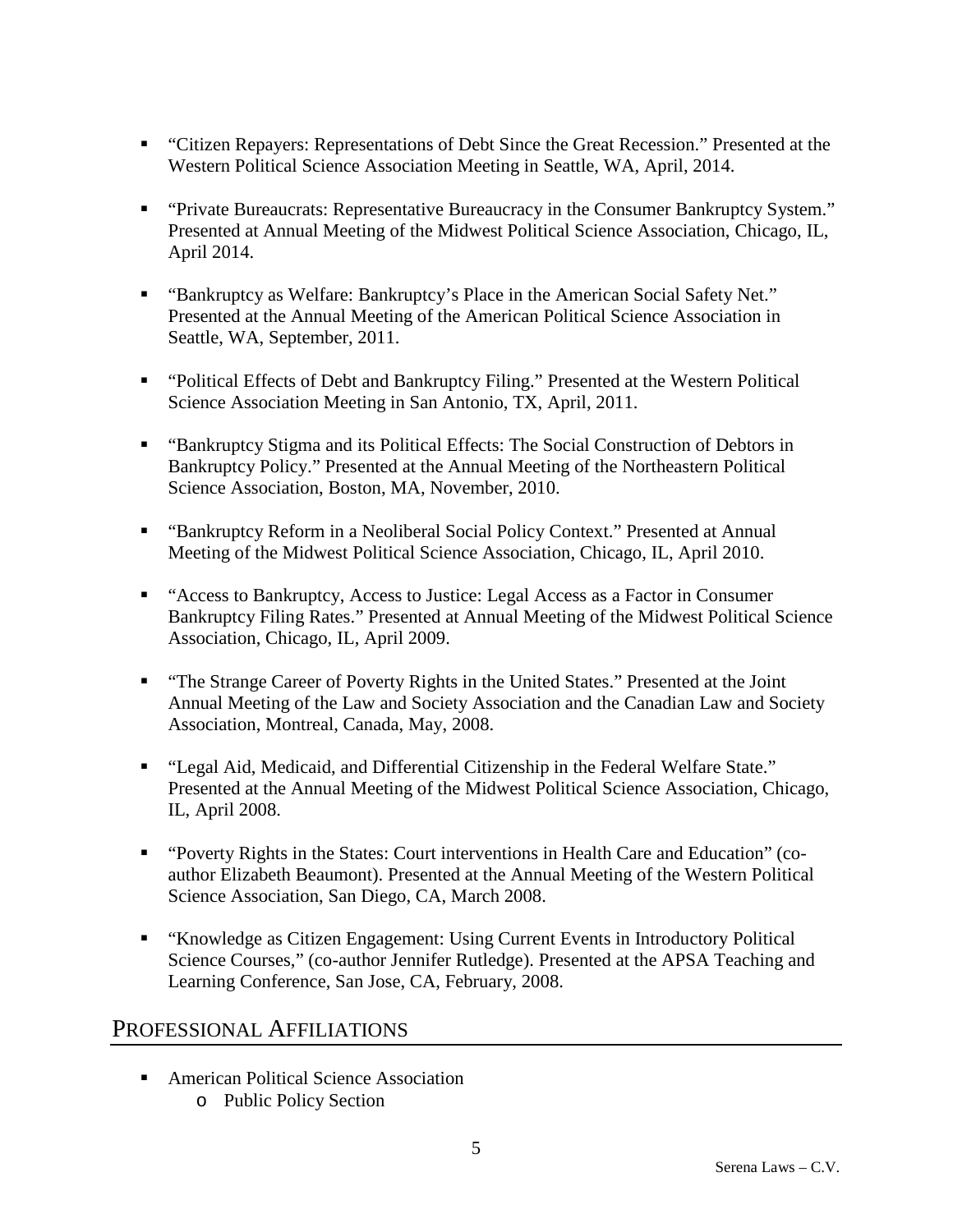- "Citizen Repayers: Representations of Debt Since the Great Recession." Presented at the Western Political Science Association Meeting in Seattle, WA, April, 2014.

- "Private Bureaucrats: Representative Bureaucracy in the Consumer Bankruptcy System." Presented at Annual Meeting of the Midwest Political Science Association, Chicago, IL, April 2014.

- "Bankruptcy as Welfare: Bankruptcy's Place in the American Social Safety Net." Presented at the Annual Meeting of the American Political Science Association in Seattle, WA, September, 2011.

- "Political Effects of Debt and Bankruptcy Filing." Presented at the Western Political Science Association Meeting in San Antonio, TX, April, 2011.

- "Bankruptcy Stigma and its Political Effects: The Social Construction of Debtors in Bankruptcy Policy." Presented at the Annual Meeting of the Northeastern Political Science Association, Boston, MA, November, 2010.

- "Bankruptcy Reform in a Neoliberal Social Policy Context." Presented at Annual Meeting of the Midwest Political Science Association, Chicago, IL, April 2010.

- "Access to Bankruptcy, Access to Justice: Legal Access as a Factor in Consumer Bankruptcy Filing Rates." Presented at Annual Meeting of the Midwest Political Science Association, Chicago, IL, April 2009.

- "The Strange Career of Poverty Rights in the United States." Presented at the Joint Annual Meeting of the Law and Society Association and the Canadian Law and Society Association, Montreal, Canada, May, 2008.

- "Legal Aid, Medicaid, and Differential Citizenship in the Federal Welfare State." Presented at the Annual Meeting of the Midwest Political Science Association, Chicago, IL, April 2008.

- "Poverty Rights in the States: Court interventions in Health Care and Education" (co-author Elizabeth Beaumont). Presented at the Annual Meeting of the Western Political Science Association, San Diego, CA, March 2008.

- "Knowledge as Citizen Engagement: Using Current Events in Introductory Political Science Courses," (co-author Jennifer Rutledge). Presented at the APSA Teaching and Learning Conference, San Jose, CA, February, 2008.

## PROFESSIONAL AFFILIATIONS

- American Political Science Association
  - Public Policy Section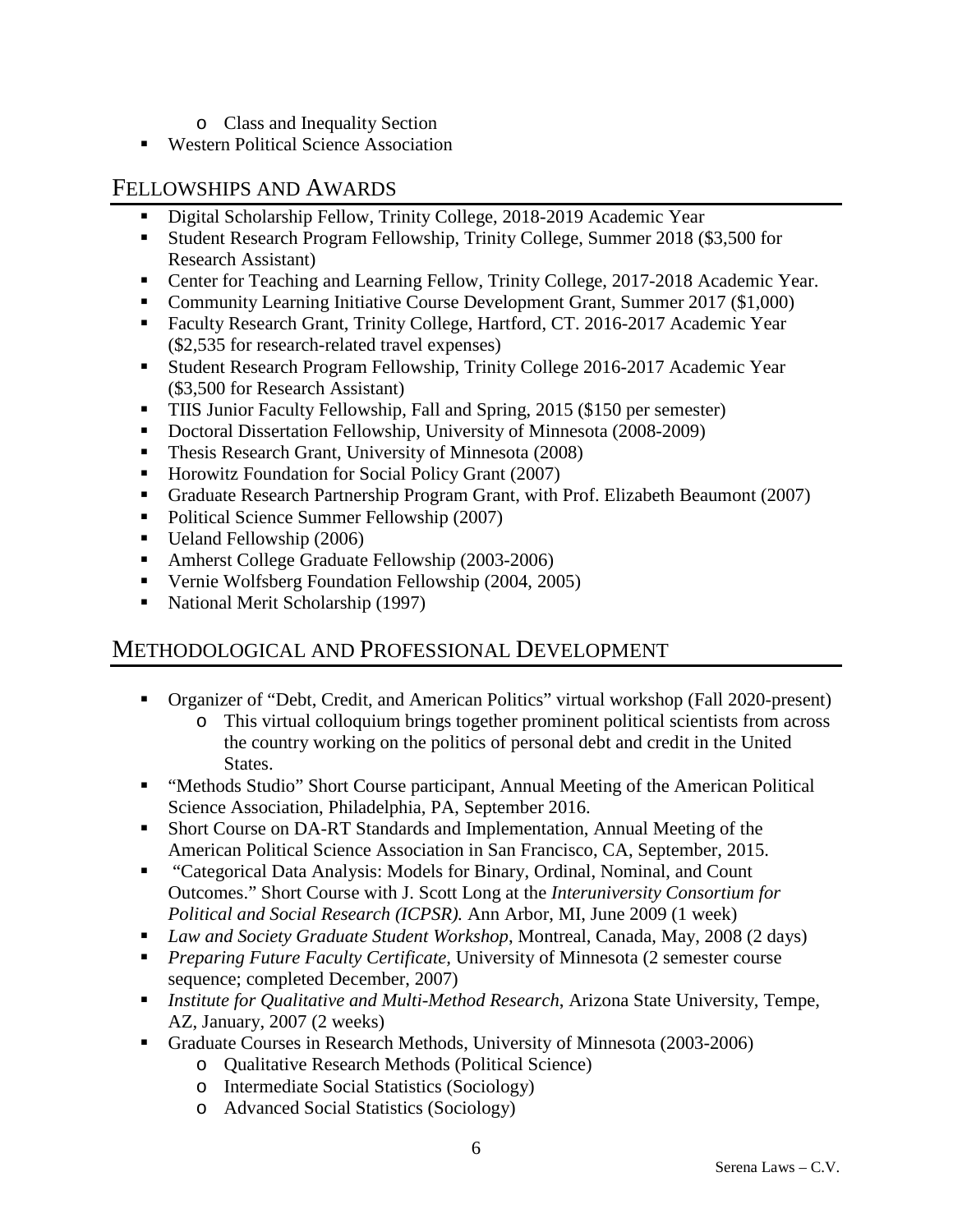- Class and Inequality Section
- Western Political Science Association

## Fellowships and Awards

- Digital Scholarship Fellow, Trinity College, 2018-2019 Academic Year
- Student Research Program Fellowship, Trinity College, Summer 2018 ($3,500 for Research Assistant)
- Center for Teaching and Learning Fellow, Trinity College, 2017-2018 Academic Year.
- Community Learning Initiative Course Development Grant, Summer 2017 ($1,000)
- Faculty Research Grant, Trinity College, Hartford, CT. 2016-2017 Academic Year ($2,535 for research-related travel expenses)
- Student Research Program Fellowship, Trinity College 2016-2017 Academic Year ($3,500 for Research Assistant)
- TIIS Junior Faculty Fellowship, Fall and Spring, 2015 ($150 per semester)
- Doctoral Dissertation Fellowship, University of Minnesota (2008-2009)
- Thesis Research Grant, University of Minnesota (2008)
- Horowitz Foundation for Social Policy Grant (2007)
- Graduate Research Partnership Program Grant, with Prof. Elizabeth Beaumont (2007)
- Political Science Summer Fellowship (2007)
- Ueland Fellowship (2006)
- Amherst College Graduate Fellowship (2003-2006)
- Vernie Wolfsberg Foundation Fellowship (2004, 2005)
- National Merit Scholarship (1997)

## Methodological and Professional Development

- Organizer of "Debt, Credit, and American Politics" virtual workshop (Fall 2020-present)
    - This virtual colloquium brings together prominent political scientists from across the country working on the politics of personal debt and credit in the United States.
- "Methods Studio" Short Course participant, Annual Meeting of the American Political Science Association, Philadelphia, PA, September 2016.
- Short Course on DA-RT Standards and Implementation, Annual Meeting of the American Political Science Association in San Francisco, CA, September, 2015.
- "Categorical Data Analysis: Models for Binary, Ordinal, Nominal, and Count Outcomes." Short Course with J. Scott Long at the *Interuniversity Consortium for Political and Social Research (ICPSR).* Ann Arbor, MI, June 2009 (1 week)
- *Law and Society Graduate Student Workshop*, Montreal, Canada, May, 2008 (2 days)
- *Preparing Future Faculty Certificate*, University of Minnesota (2 semester course sequence; completed December, 2007)
- *Institute for Qualitative and Multi-Method Research*, Arizona State University, Tempe, AZ, January, 2007 (2 weeks)
- Graduate Courses in Research Methods, University of Minnesota (2003-2006)
    - Qualitative Research Methods (Political Science)
    - Intermediate Social Statistics (Sociology)
    - Advanced Social Statistics (Sociology)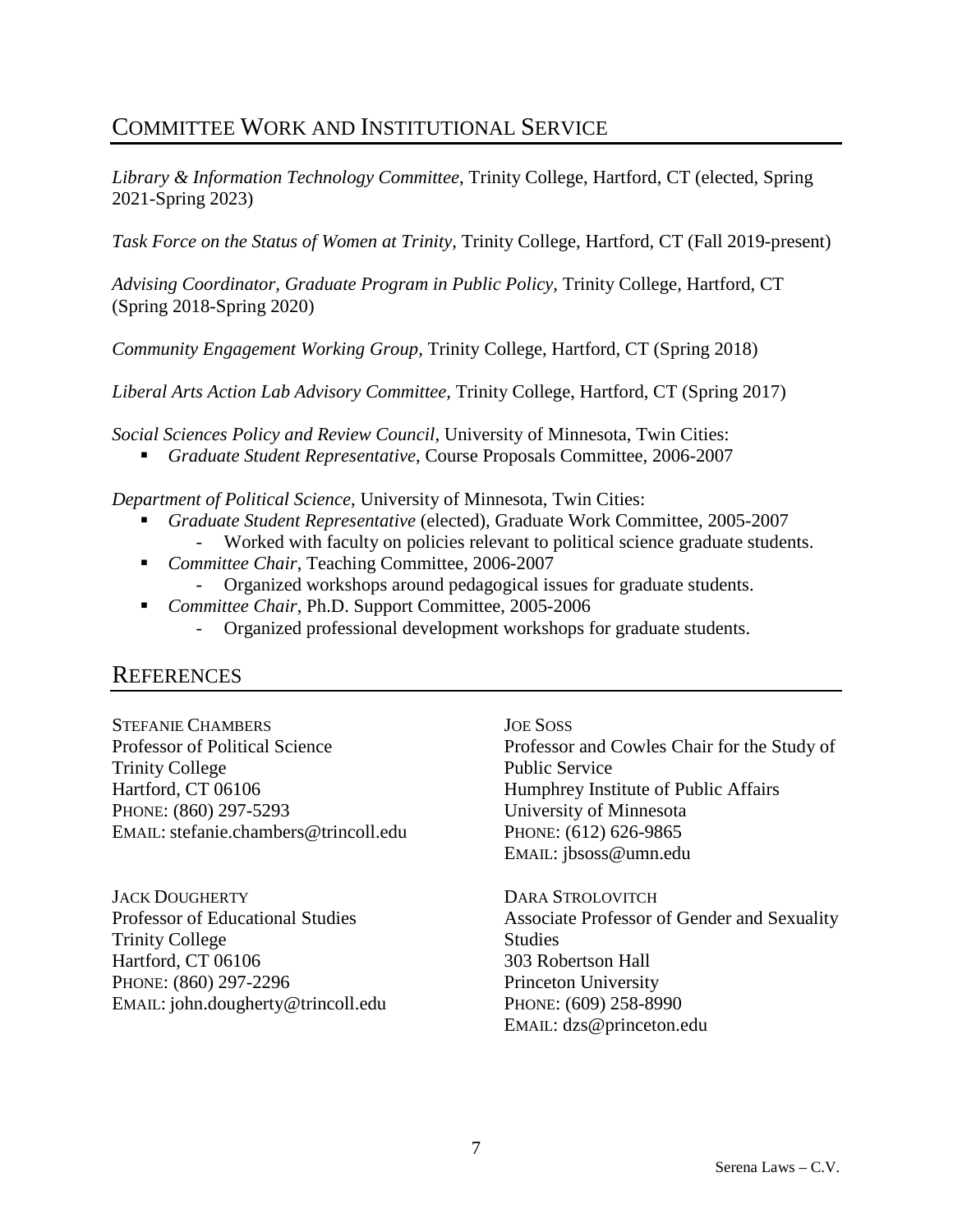## Committee Work and Institutional Service

*Library & Information Technology Committee*, Trinity College, Hartford, CT (elected, Spring 2021-Spring 2023)

*Task Force on the Status of Women at Trinity,* Trinity College, Hartford, CT (Fall 2019-present)

*Advising Coordinator, Graduate Program in Public Policy,* Trinity College, Hartford, CT (Spring 2018-Spring 2020)

*Community Engagement Working Group,* Trinity College, Hartford, CT (Spring 2018)

*Liberal Arts Action Lab Advisory Committee,* Trinity College, Hartford, CT (Spring 2017)

*Social Sciences Policy and Review Council*, University of Minnesota, Twin Cities:

- *Graduate Student Representative*, Course Proposals Committee, 2006-2007

*Department of Political Science*, University of Minnesota, Twin Cities:

- *Graduate Student Representative* (elected), Graduate Work Committee, 2005-2007
  - Worked with faculty on policies relevant to political science graduate students.
- *Committee Chair*, Teaching Committee, 2006-2007
  - Organized workshops around pedagogical issues for graduate students.
- *Committee Chair*, Ph.D. Support Committee, 2005-2006
  - Organized professional development workshops for graduate students.

## References

STEFANIE CHAMBERS
Professor of Political Science
Trinity College
Hartford, CT 06106
PHONE: (860) 297-5293
EMAIL: stefanie.chambers@trincoll.edu

JOE SOSS
Professor and Cowles Chair for the Study of Public Service
Humphrey Institute of Public Affairs
University of Minnesota
PHONE: (612) 626-9865
EMAIL: jbsoss@umn.edu

JACK DOUGHERTY
Professor of Educational Studies
Trinity College
Hartford, CT 06106
PHONE: (860) 297-2296
EMAIL: john.dougherty@trincoll.edu

DARA STROLOVITCH
Associate Professor of Gender and Sexuality Studies
303 Robertson Hall
Princeton University
PHONE: (609) 258-8990
EMAIL: dzs@princeton.edu